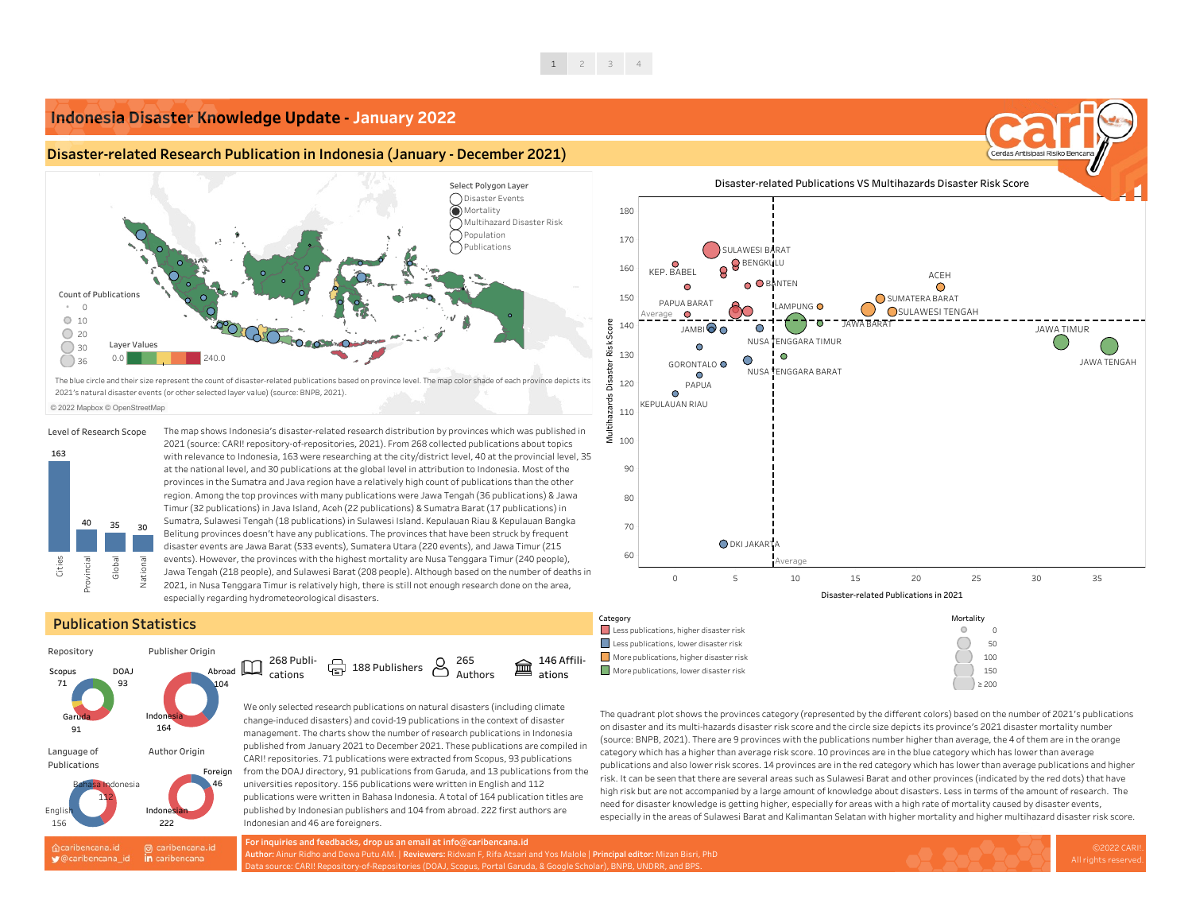# Indonesia Disaster Knowledge Update - January 2022

## Disaster-related Research Publication in Indonesia (January - December 2021)

Select Polygon Layer
- Disaster Events
- Mortality
- Multihazard Disaster Risk
- Population
- Publications

Count of Publications: 0, 10, 20, 30, 36

Layer Values: 0.0 – 240.0

The blue circle and their size represent the count of disaster-related publications based on province level. The map color shade of each province depicts its 2021's natural disaster events (or other selected layer value) (source: BNPB, 2021).

© 2022 Mapbox © OpenStreetMap

### Level of Research Scope

| Cities | Provincial | Global | National |
|---|---|---|---|
| 163 | 40 | 35 | 30 |

The map shows Indonesia's disaster-related research distribution by provinces which was published in 2021 (source: CARI! repository-of-repositories, 2021). From 268 collected publications about topics with relevance to Indonesia, 163 were researching at the city/district level, 40 at the provincial level, 35 at the national level, and 30 publications at the global level in attribution to Indonesia. Most of the provinces in the Sumatra and Java region have a relatively high count of publications than the other region. Among the top provinces with many publications were Jawa Tengah (36 publications) & Jawa Timur (32 publications) in Java Island, Aceh (22 publications) & Sumatra Barat (17 publications) in Sumatra, Sulawesi Tengah (18 publications) in Sulawesi Island. Kepulauan Riau & Kepulauan Bangka Belitung provinces doesn't have any publications. The provinces that have been struck by frequent disaster events are Jawa Barat (533 events), Sumatera Utara (220 events), and Jawa Timur (215 events). However, the provinces with the highest mortality are Nusa Tenggara Timur (240 people), Jawa Tengah (218 people), and Sulawesi Barat (208 people). Although based on the number of deaths in 2021, in Nusa Tenggara Timur is relatively high, there is still not enough research done on the area, especially regarding hydrometeorological disasters.

### Disaster-related Publications VS Multihazards Disaster Risk Score

Y-axis: Multihazards Disaster Risk Score; X-axis: Disaster-related Publications in 2021. Labeled provinces: Sulawesi Barat, Bengkulu, Kep. Babel, Banten, Aceh, Papua Barat, Lampung, Sumatera Barat, Sulawesi Tengah, Jambi, Jawa Barat, Jawa Timur, Nusa Tenggara Timur, Jawa Tengah, Gorontalo, Nusa Tenggara Barat, Papua, Kepulauan Riau, DKI Jakarta.

Category
- Less publications, higher disaster risk
- Less publications, lower disaster risk
- More publications, higher disaster risk
- More publications, lower disaster risk

Mortality: 0, 50, 100, 150, ≥ 200

The quadrant plot shows the provinces category (represented by the different colors) based on the number of 2021's publications on disaster and its multi-hazards disaster risk score and the circle size depicts its province's 2021 disaster mortality number (source: BNPB, 2021). There are 9 provinces with the publications number higher than average, the 4 of them are in the orange category which has a higher than average risk score. 10 provinces are in the blue category which has lower than average publications and also lower risk scores. 14 provinces are in the red category which has lower than average publications and higher risk. It can be seen that there are several areas such as Sulawesi Barat and other provinces (indicated by the red dots) that have high risk but are not accompanied by a large amount of knowledge about disasters. Less in terms of the amount of research. The need for disaster knowledge is getting higher, especially for areas with a high rate of mortality caused by disaster events, especially in the areas of Sulawesi Barat and Kalimantan Selatan with higher mortality and higher multihazard disaster risk score.

## Publication Statistics

**Repository:** Scopus 71, DOAJ 93, Garuda 91

**Publisher Origin:** Abroad 104, Indonesia 164

**Language of Publications:** Bahasa Indonesia 112, English 156

**Author Origin:** Foreign 46, Indonesian 222

268 Publications | 188 Publishers | 265 Authors | 146 Affiliations

We only selected research publications on natural disasters (including climate change-induced disasters) and covid-19 publications in the context of disaster management. The charts show the number of research publications in Indonesia published from January 2021 to December 2021. These publications are compiled in CARI! repositories. 71 publications were extracted from Scopus, 93 publications from the DOAJ directory, 91 publications from Garuda, and 13 publications from the universities repository. 156 publications were written in English and 112 publications were written in Bahasa Indonesia. A total of 164 publication titles are published by Indonesian publishers and 104 from abroad. 222 first authors are Indonesian and 46 are foreigners.

@caribencana.id | @caribencana_id | caribencana.id | caribencana

For inquiries and feedbacks, drop us an email at info@caribencana.id
**Author:** Ainur Ridho and Dewa Putu AM. | **Reviewers:** Ridwan F, Rifa Atsari and Yos Malole | **Principal editor:** Mizan Bisri, PhD
Data source: CARI! Repository-of-Repositories (DOAJ, Scopus, Portal Garuda, & Google Scholar), BNPB, UNDRR, and BPS.

©2022 CARI!. All rights reserved.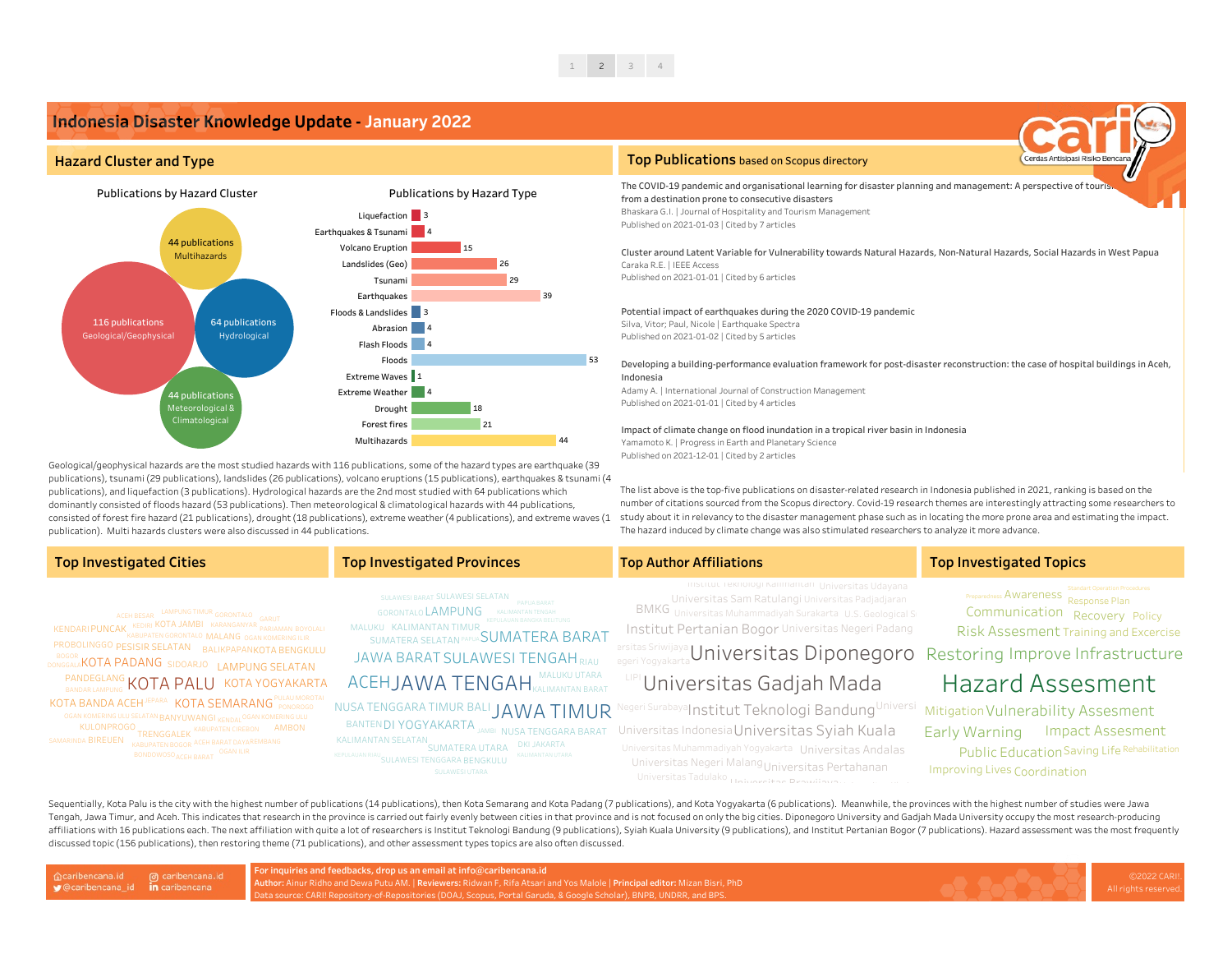# Indonesia Disaster Knowledge Update - January 2022

## Hazard Cluster and Type

### Publications by Hazard Cluster

- 116 publications — Geological/Geophysical
- 64 publications — Hydrological
- 44 publications — Meteorological & Climatological
- 44 publications — Multihazards

### Publications by Hazard Type

| Hazard Type | Publications |
|---|---|
| Liquefaction | 3 |
| Earthquakes & Tsunami | 4 |
| Volcano Eruption | 15 |
| Landslides (Geo) | 26 |
| Tsunami | 29 |
| Earthquakes | 39 |
| Floods & Landslides | 3 |
| Abrasion | 4 |
| Flash Floods | 4 |
| Floods | 53 |
| Extreme Waves | 1 |
| Extreme Weather | 4 |
| Drought | 18 |
| Forest fires | 21 |
| Multihazards | 44 |

Geological/geophysical hazards are the most studied hazards with 116 publications, some of the hazard types are earthquake (39 publications), tsunami (29 publications), landslides (26 publications), volcano eruptions (15 publications), earthquakes & tsunami (4 publications), and liquefaction (3 publications). Hydrological hazards are the 2nd most studied with 64 publications which dominantly consisted of floods hazard (53 publications). Then meteorological & climatological hazards with 44 publications, consisted of forest fire hazard (21 publications), drought (18 publications), extreme weather (4 publications), and extreme waves (1 publication). Multi hazards clusters were also discussed in 44 publications.

## Top Publications based on Scopus directory

The COVID-19 pandemic and organisational learning for disaster planning and management: A perspective of touris...
from a destination prone to consecutive disasters
Bhaskara G.I. | Journal of Hospitality and Tourism Management
Published on 2021-01-03 | Cited by 7 articles

Cluster around Latent Variable for Vulnerability towards Natural Hazards, Non-Natural Hazards, Social Hazards in West Papua
Caraka R.E. | IEEE Access
Published on 2021-01-01 | Cited by 6 articles

Potential impact of earthquakes during the 2020 COVID-19 pandemic
Silva, Vitor; Paul, Nicole | Earthquake Spectra
Published on 2021-01-02 | Cited by 5 articles

Developing a building-performance evaluation framework for post-disaster reconstruction: the case of hospital buildings in Aceh, Indonesia
Adamy A. | International Journal of Construction Management
Published on 2021-01-01 | Cited by 4 articles

Impact of climate change on flood inundation in a tropical river basin in Indonesia
Yamamoto K. | Progress in Earth and Planetary Science
Published on 2021-12-01 | Cited by 2 articles

The list above is the top-five publications on disaster-related research in Indonesia published in 2021, ranking is based on the number of citations sourced from the Scopus directory. Covid-19 research themes are interestingly attracting some researchers to study about it in relevancy to the disaster management phase such as in locating the more prone area and estimating the impact. The hazard induced by climate change was also stimulated researchers to analyze it more advance.

## Top Investigated Cities

KOTA PALU, KOTA SEMARANG, KOTA PADANG, KOTA YOGYAKARTA, KOTA BANDA ACEH, KOTA BENGKULU, LAMPUNG SELATAN, PESISIR SELATAN, KENDARI, PUNCAK, KOTA JAMBI, MALANG, PROBOLINGGO, BALIKPAPAN, SIDOARJO, PANDEGLANG, BANYUWANGI, KULONPROGO, TRENGGALEK, AMBON, BIREUEN, ACEH BESAR, LAMPUNG TIMUR, GORONTALO, GARUT, KEDIRI, KARANGANYAR, PARIAMAN, BOYOLALI, KABUPATEN GORONTALO, OGAN KOMERING ILIR, BOGOR, DONGGALA, BANDAR LAMPUNG, JEPARA, PULAU MOROTAI, PONOROGO, OGAN KOMERING ULU SELATAN, KENDAL, OGAN KOMERING ULU, KABUPATEN CIREBON, SAMARINDA, KABUPATEN BOGOR, ACEH BARAT DAYA, REMBANG, OGAN ILIR, BONDOWOSO, ACEH BARAT

## Top Investigated Provinces

JAWA TENGAH, JAWA TIMUR, ACEH, SUMATERA BARAT, JAWA BARAT, SULAWESI TENGAH, LAMPUNG, DI YOGYAKARTA, NUSA TENGGARA TIMUR, BALI, NUSA TENGGARA BARAT, BANTEN, KALIMANTAN TIMUR, SUMATERA SELATAN, SULAWESI SELATAN, GORONTALO, MALUKU, MALUKU UTARA, RIAU, KALIMANTAN BARAT, KALIMANTAN SELATAN, SUMATERA UTARA, DKI JAKARTA, SULAWESI TENGGARA, BENGKULU, SULAWESI BARAT, PAPUA BARAT, KALIMANTAN TENGAH, KEPULAUAN BANGKA BELITUNG, PAPUA, JAMBI, KEPULAUAN RIAU, KALIMANTAN UTARA, SULAWESI UTARA

## Top Author Affiliations

Universitas Diponegoro, Universitas Gadjah Mada, Institut Teknologi Bandung, Universitas Syiah Kuala, Institut Pertanian Bogor, Universitas Andalas, Universitas Negeri Malang, Universitas Pertahanan, Universitas Indonesia, Universitas Sam Ratulangi, Universitas Udayana, BMKG, Universitas Muhammadiyah Surakarta, U.S. Geological S..., Universitas Negeri Padang, Universitas Padjadjaran, Institut Teknologi Kalimantan, Universitas Sriwijaya, Universitas Negeri Yogyakarta, LIPI, Universitas Negeri Surabaya, Universitas Muhammadiyah Yogyakarta, Universitas Tadulako, Universitas Brawijaya

## Top Investigated Topics

Hazard Assesment, Restoring Improve Infrastructure, Vulnerability Assesment, Early Warning, Impact Assesment, Mitigation, Risk Assesment, Training and Excercise, Communication, Recovery, Policy, Awareness, Response Plan, Public Education, Saving Life, Rehabilitation, Improving Lives, Coordination, Preparedness, Standart Operation Procedures

Sequentially, Kota Palu is the city with the highest number of publications (14 publications), then Kota Semarang and Kota Padang (7 publications), and Kota Yogyakarta (6 publications). Meanwhile, the provinces with the highest number of studies were Jawa Tengah, Jawa Timur, and Aceh. This indicates that research in the province is carried out fairly evenly between cities in that province and is not focused on only the big cities. Diponegoro University and Gadjah Mada University occupy the most research-producing affiliations with 16 publications each. The next affiliation with quite a lot of researchers is Institut Teknologi Bandung (9 publications), Syiah Kuala University (9 publications), and Institut Pertanian Bogor (7 publications). Hazard assessment was the most frequently discussed topic (156 publications), then restoring theme (71 publications), and other assessment types topics are also often discussed.

caribencana.id | @caribencana_id | caribencana.id | caribencana

For inquiries and feedbacks, drop us an email at info@caribencana.id
**Author:** Ainur Ridho and Dewa Putu AM. | **Reviewers:** Ridwan F, Rifa Atsari and Yos Malole | **Principal editor:** Mizan Bisri, PhD
Data source: CARI! Repository-of-Repositories (DOAJ, Scopus, Portal Garuda, & Google Scholar), BNPB, UNDRR, and BPS.

©2022 CARI!. All rights reserved.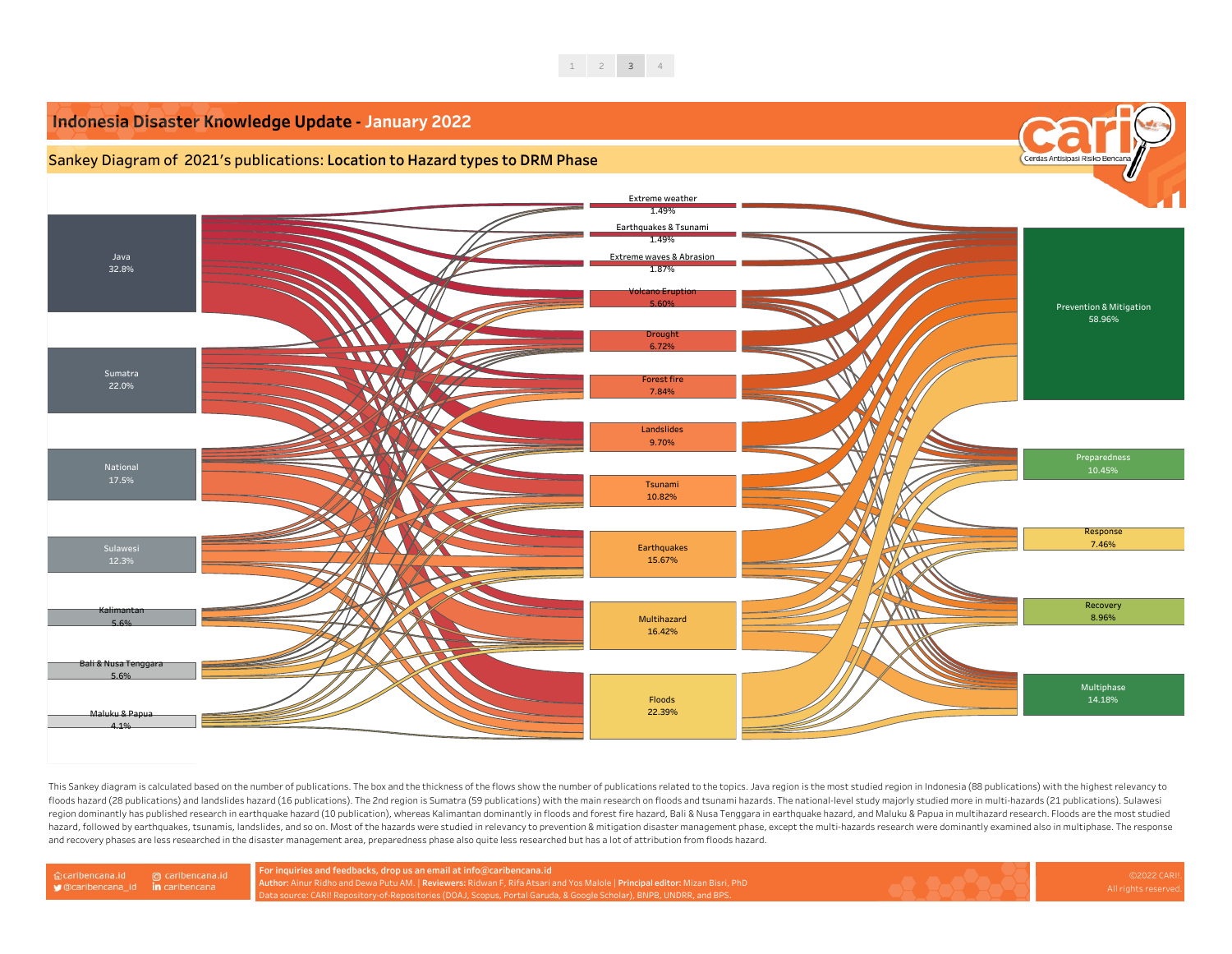# Indonesia Disaster Knowledge Update - January 2022

## Sankey Diagram of 2021's publications: Location to Hazard types to DRM Phase

**Location:**
- Java 32.8%
- Sumatra 22.0%
- National 17.5%
- Sulawesi 12.3%
- Kalimantan 5.6%
- Bali & Nusa Tenggara 5.6%
- Maluku & Papua 4.1%

**Hazard types:**
- Extreme weather 1.49%
- Earthquakes & Tsunami 1.49%
- Extreme waves & Abrasion 1.87%
- Volcano Eruption 5.60%
- Drought 6.72%
- Forest fire 7.84%
- Landslides 9.70%
- Tsunami 10.82%
- Earthquakes 15.67%
- Multihazard 16.42%
- Floods 22.39%

**DRM Phase:**
- Prevention & Mitigation 58.96%
- Preparedness 10.45%
- Response 7.46%
- Recovery 8.96%
- Multiphase 14.18%

This Sankey diagram is calculated based on the number of publications. The box and the thickness of the flows show the number of publications related to the topics. Java region is the most studied region in Indonesia (88 publications) with the highest relevancy to floods hazard (28 publications) and landslides hazard (16 publications). The 2nd region is Sumatra (59 publications) with the main research on floods and tsunami hazards. The national-level study majorly studied more in multi-hazards (21 publications). Sulawesi region dominantly has published research in earthquake hazard (10 publication), whereas Kalimantan dominantly in floods and forest fire hazard, Bali & Nusa Tenggara in earthquake hazard, and Maluku & Papua in multihazard research. Floods are the most studied hazard, followed by earthquakes, tsunamis, landslides, and so on. Most of the hazards were studied in relevancy to prevention & mitigation disaster management phase, except the multi-hazards research were dominantly examined also in multiphase. The response and recovery phases are less researched in the disaster management area, preparedness phase also quite less researched but has a lot of attribution from floods hazard.

caribencana.id | @caribencana_id | caribencana.id | caribencana

For inquiries and feedbacks, drop us an email at info@caribencana.id
**Author:** Ainur Ridho and Dewa Putu AM. | **Reviewers:** Ridwan F, Rifa Atsari and Yos Malole | **Principal editor:** Mizan Bisri, PhD
Data source: CARI! Repository-of-Repositories (DOAJ, Scopus, Portal Garuda, & Google Scholar), BNPB, UNDRR, and BPS.

©2022 CARI!. All rights reserved.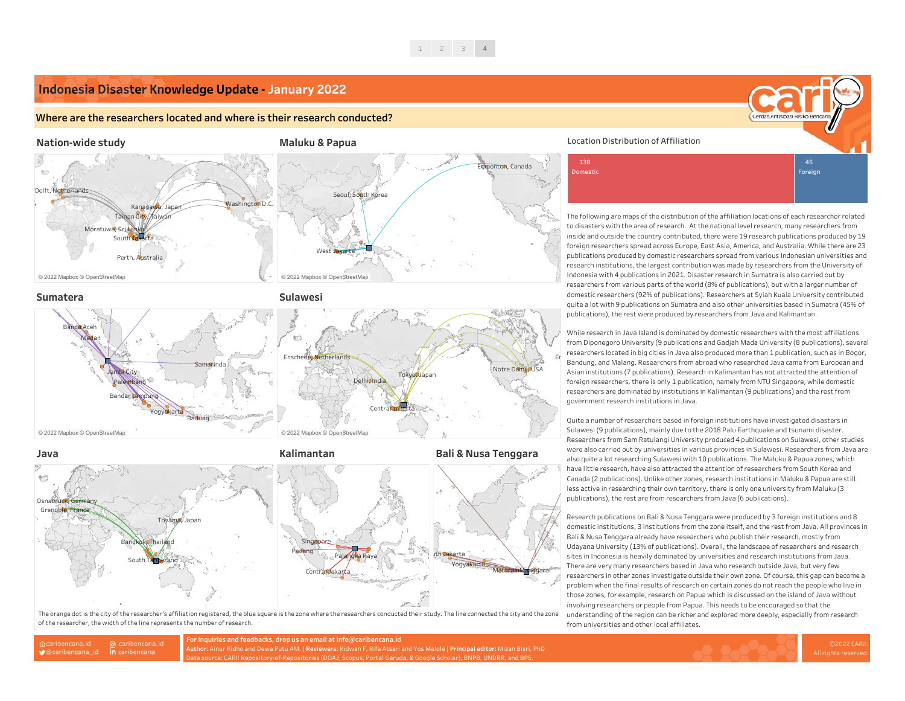# Indonesia Disaster Knowledge Update - January 2022

## Where are the researchers located and where is their research conducted?

### Nation-wide study

Delft, Netherlands
Kanagawa, Japan
Washington D.C.
Tainan City, Taiwan
Moratuwa, Sri Lanka
South Jakarta
Perth, Australia

© 2022 Mapbox © OpenStreetMap

### Maluku & Papua

Edmonton, Canada
Seoul, South Korea
West Jakarta

© 2022 Mapbox © OpenStreetMap

### Sumatera

Banda Aceh
Medan
Jambi City
Samarinda
Palembang
Bandar Lampung
Yogyakarta
Badung

© 2022 Mapbox © OpenStreetMap

### Sulawesi

Enschede, Netherlands
Notre Dame, USA
Tokyo, Japan
Delhi, India
Central Jakarta

© 2022 Mapbox © OpenStreetMap

### Java

Osnabrück, Germany
Grenoble, France
Toyama, Japan
Bangkok, Thailand
South Tangerang

### Kalimantan

Singapore
Padang
Palangka Raya
Central Jakarta

### Bali & Nusa Tenggara

South Jakarta
Yogyakarta
Mataram, Nusa Tenggara

The orange dot is the city of the researcher's affiliation registered, the blue square is the zone where the researchers conducted their study. The line connected the city and the zone of the researcher, the width of the line represents the number of research.

### Location Distribution of Affiliation

138
Domestic

45
Foreign

The following are maps of the distribution of the affiliation locations of each researcher related to disasters with the area of research. At the national level research, many researchers from inside and outside the country contributed, there were 19 research publications produced by 19 foreign researchers spread across Europe, East Asia, America, and Australia. While there are 23 publications produced by domestic researchers spread from various Indonesian universities and research institutions, the largest contribution was made by researchers from the University of Indonesia with 4 publications in 2021. Disaster research in Sumatra is also carried out by researchers from various parts of the world (8% of publications), but with a larger number of domestic researchers (92% of publications). Researchers at Syiah Kuala University contributed quite a lot with 9 publications on Sumatra and also other universities based in Sumatra (45% of publications), the rest were produced by researchers from Java and Kalimantan.

While research in Java Island is dominated by domestic researchers with the most affiliations from Diponegoro University (9 publications and Gadjah Mada University (8 publications), several researchers located in big cities in Java also produced more than 1 publication, such as in Bogor, Bandung, and Malang. Researchers from abroad who researched Java came from European and Asian institutions (7 publications). Research in Kalimantan has not attracted the attention of foreign researchers, there is only 1 publication, namely from NTU Singapore, while domestic researchers are dominated by institutions in Kalimantan (9 publications) and the rest from government research institutions in Java.

Quite a number of researchers based in foreign institutions have investigated disasters in Sulawesi (9 publications), mainly due to the 2018 Palu Earthquake and tsunami disaster. Researchers from Sam Ratulangi University produced 4 publications on Sulawesi, other studies were also carried out by universities in various provinces in Sulawesi. Researchers from Java are also quite a lot researching Sulawesi with 10 publications. The Maluku & Papua zones, which have little research, have also attracted the attention of researchers from South Korea and Canada (2 publications). Unlike other zones, research institutions in Maluku & Papua are still less active in researching their own territory, there is only one university from Maluku (3 publications), the rest are from researchers from Java (6 publications).

Research publications on Bali & Nusa Tenggara were produced by 3 foreign institutions and 8 domestic institutions, 3 institutions from the zone itself, and the rest from Java. All provinces in Bali & Nusa Tenggara already have researchers who publish their research, mostly from Udayana University (13% of publications). Overall, the landscape of researchers and research sites in Indonesia is heavily dominated by universities and research institutions from Java. There are very many researchers based in Java who research outside Java, but very few researchers in other zones investigate outside their own zone. Of course, this gap can become a problem when the final results of research on certain zones do not reach the people who live in those zones, for example, research on Papua which is discussed on the island of Java without involving researchers or people from Papua. This needs to be encouraged so that the understanding of the region can be richer and explored more deeply, especially from research from universities and other local affiliates.

caribencana.id | caribencana.id | @caribencana_id | caribencana

**For inquiries and feedbacks, drop us an email at info@caribencana.id**
**Author:** Ainur Ridho and Dewa Putu AM. | **Reviewers:** Ridwan F, Rifa Atsari and Yos Malole | **Principal editor:** Mizan Bisri, PhD
Data source: CARI! Repository-of-Repositories (DOAJ, Scopus, Portal Garuda, & Google Scholar), BNPB, UNDRR, and BPS.

©2022 CARI!. All rights reserved.